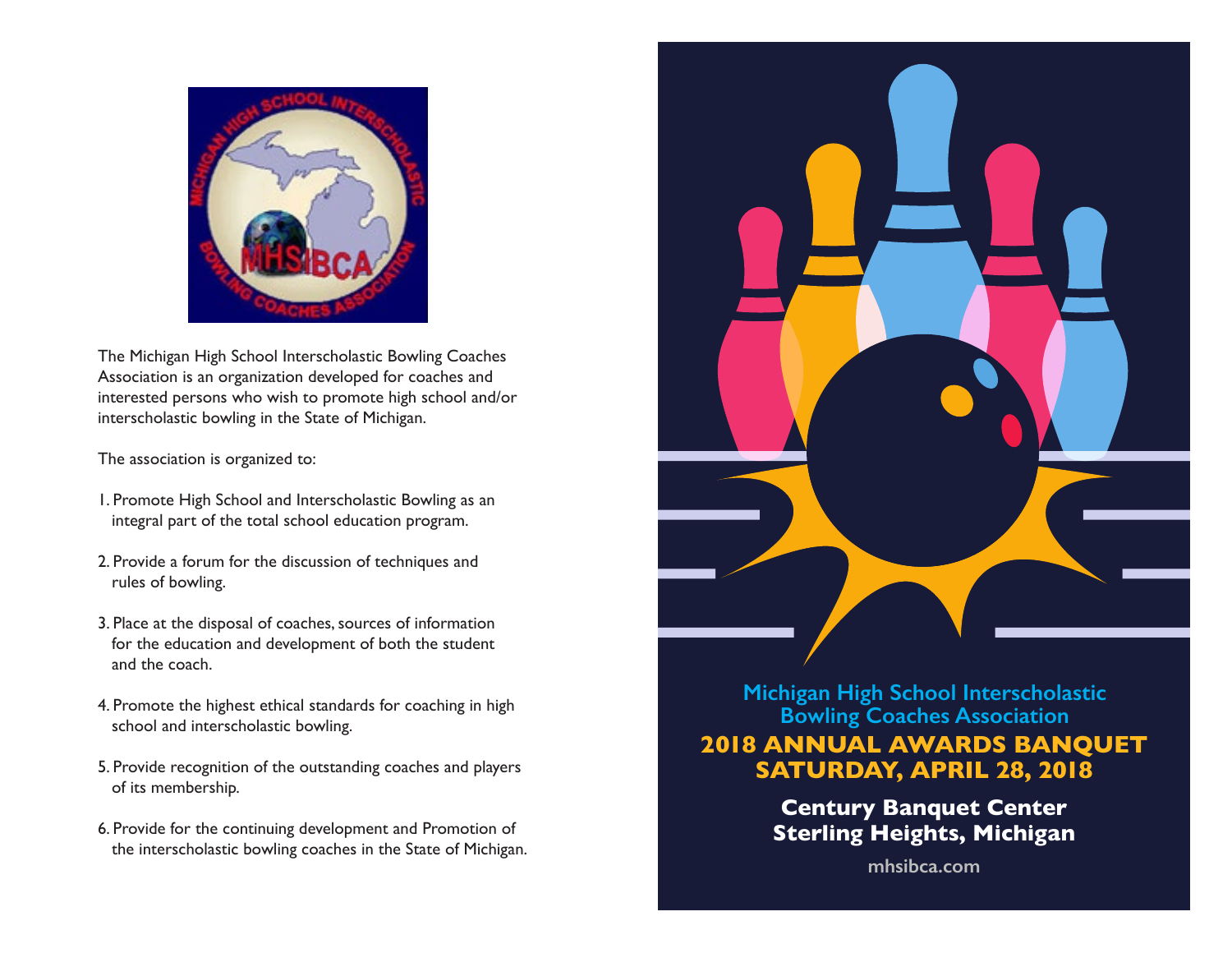The Michigan High School Interscholastic Bowling Coaches Association is an organization developed for coaches and interested persons who wish to promote high school and/or interscholastic bowling in the State of Michigan.

The association is organized to:

1. Promote High School and Interscholastic Bowling as an integral part of the total school education program.

2. Provide a forum for the discussion of techniques and rules of bowling.

3. Place at the disposal of coaches, sources of information for the education and development of both the student and the coach.

4. Promote the highest ethical standards for coaching in high school and interscholastic bowling.

5. Provide recognition of the outstanding coaches and players of its membership.

6. Provide for the continuing development and Promotion of the interscholastic bowling coaches in the State of Michigan.

## Michigan High School Interscholastic Bowling Coaches Association

# 2018 ANNUAL AWARDS BANQUET
# SATURDAY, APRIL 28, 2018

**Century Banquet Center**
**Sterling Heights, Michigan**

mhsibca.com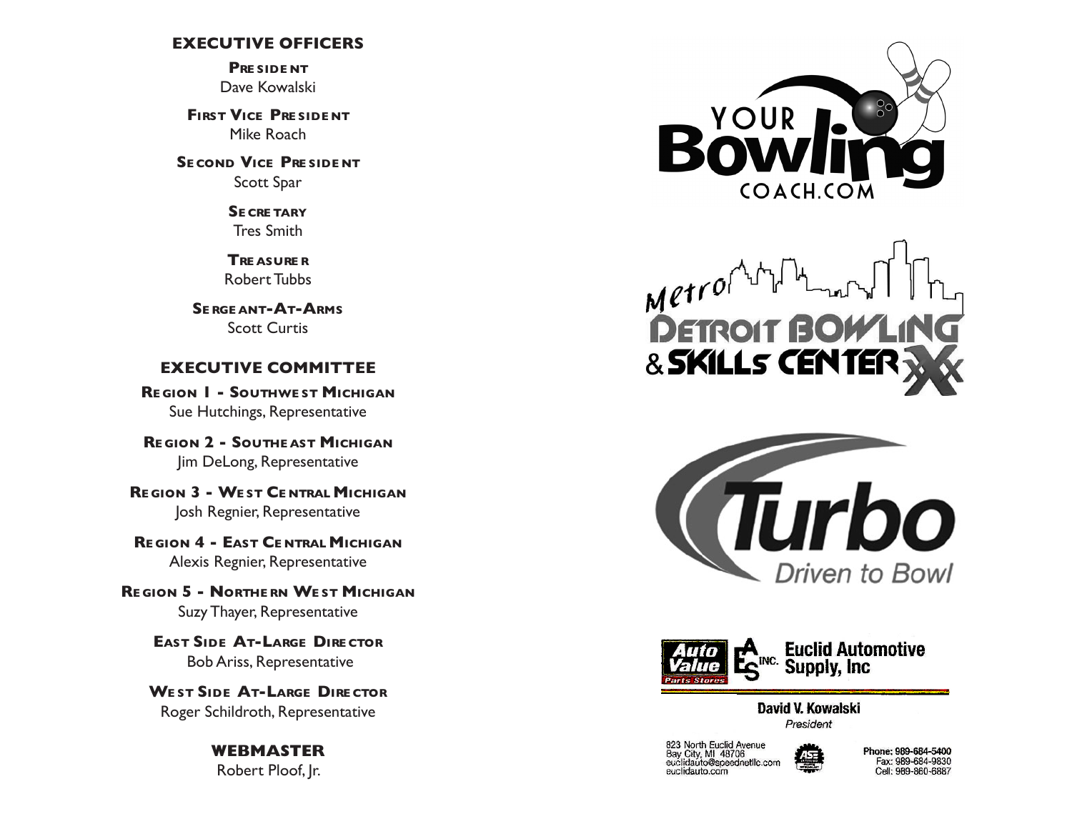## EXECUTIVE OFFICERS

**President**
Dave Kowalski

**First Vice President**
Mike Roach

**Second Vice President**
Scott Spar

**Secretary**
Tres Smith

**Treasurer**
Robert Tubbs

**Sergeant-At-Arms**
Scott Curtis

## EXECUTIVE COMMITTEE

**Region 1 - Southwest Michigan**
Sue Hutchings, Representative

**Region 2 - Southeast Michigan**
Jim DeLong, Representative

**Region 3 - West Central Michigan**
Josh Regnier, Representative

**Region 4 - East Central Michigan**
Alexis Regnier, Representative

**Region 5 - Northern West Michigan**
Suzy Thayer, Representative

**East Side At-Large Director**
Bob Ariss, Representative

**West Side At-Large Director**
Roger Schildroth, Representative

**WEBMASTER**
Robert Ploof, Jr.

YOUR Bowling COACH.COM

Metro Detroit Bowling & Skills Center

Turbo
Driven to Bowl

Auto Value Parts Stores
EAS INC. Euclid Automotive Supply, Inc

**David V. Kowalski**
*President*

823 North Euclid Avenue
Bay City, MI 48706
euclidauto@speednetllc.com
euclidauto.com

Phone: 989-684-5400
Fax: 989-684-9830
Cell: 989-860-6887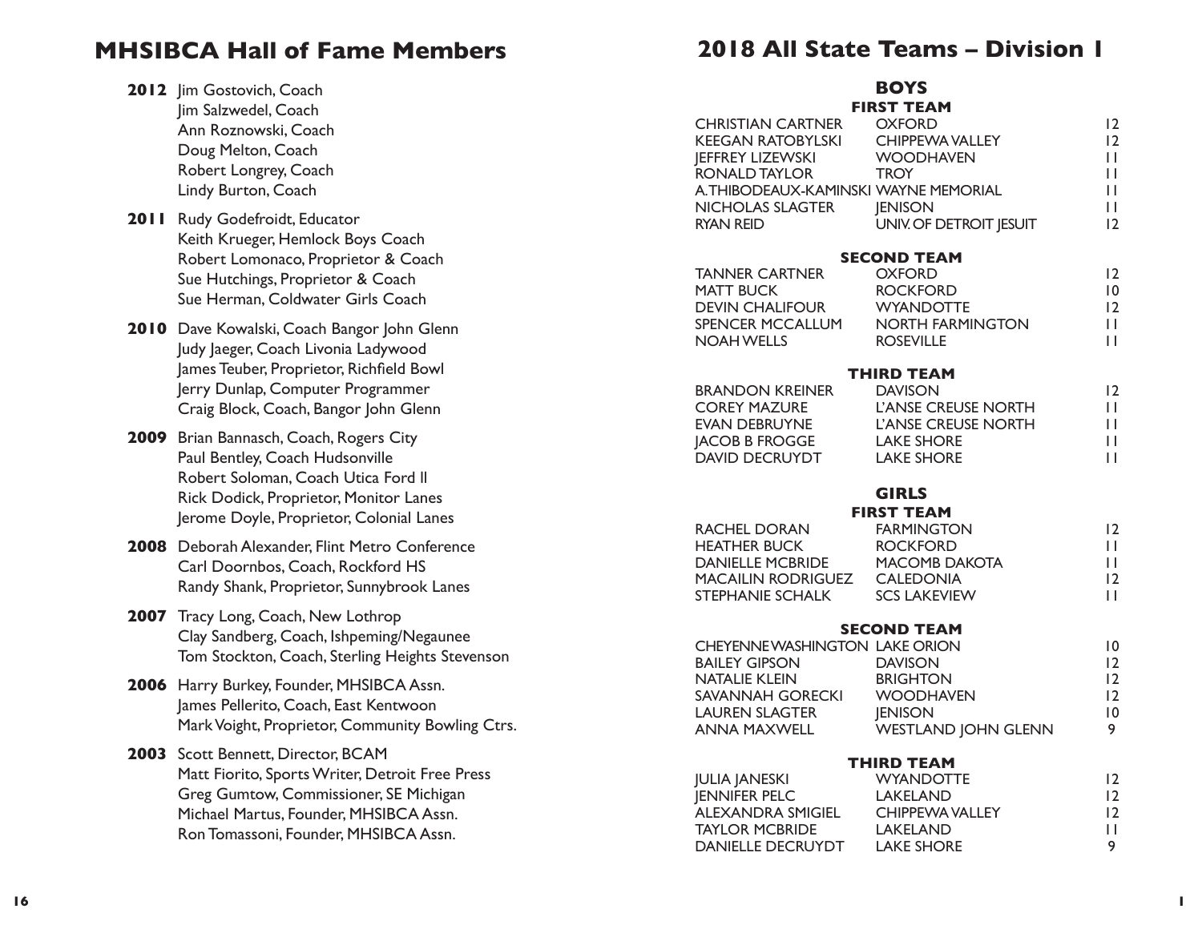# MHSIBCA Hall of Fame Members

**2012** Jim Gostovich, Coach
Jim Salzwedel, Coach
Ann Roznowski, Coach
Doug Melton, Coach
Robert Longrey, Coach
Lindy Burton, Coach

**2011** Rudy Godefroidt, Educator
Keith Krueger, Hemlock Boys Coach
Robert Lomonaco, Proprietor & Coach
Sue Hutchings, Proprietor & Coach
Sue Herman, Coldwater Girls Coach

**2010** Dave Kowalski, Coach Bangor John Glenn
Judy Jaeger, Coach Livonia Ladywood
James Teuber, Proprietor, Richfield Bowl
Jerry Dunlap, Computer Programmer
Craig Block, Coach, Bangor John Glenn

**2009** Brian Bannasch, Coach, Rogers City
Paul Bentley, Coach Hudsonville
Robert Soloman, Coach Utica Ford ll
Rick Dodick, Proprietor, Monitor Lanes
Jerome Doyle, Proprietor, Colonial Lanes

**2008** Deborah Alexander, Flint Metro Conference
Carl Doornbos, Coach, Rockford HS
Randy Shank, Proprietor, Sunnybrook Lanes

**2007** Tracy Long, Coach, New Lothrop
Clay Sandberg, Coach, Ishpeming/Negaunee
Tom Stockton, Coach, Sterling Heights Stevenson

**2006** Harry Burkey, Founder, MHSIBCA Assn.
James Pellerito, Coach, East Kentwoon
Mark Voight, Proprietor, Community Bowling Ctrs.

**2003** Scott Bennett, Director, BCAM
Matt Fiorito, Sports Writer, Detroit Free Press
Greg Gumtow, Commissioner, SE Michigan
Michael Martus, Founder, MHSIBCA Assn.
Ron Tomassoni, Founder, MHSIBCA Assn.

# 2018 All State Teams – Division 1

## BOYS

### FIRST TEAM

| Name | School | Grade |
|---|---|---|
| CHRISTIAN CARTNER | OXFORD | 12 |
| KEEGAN RATOBYLSKI | CHIPPEWA VALLEY | 12 |
| JEFFREY LIZEWSKI | WOODHAVEN | 11 |
| RONALD TAYLOR | TROY | 11 |
| A.THIBODEAUX-KAMINSKI | WAYNE MEMORIAL | 11 |
| NICHOLAS SLAGTER | JENISON | 11 |
| RYAN REID | UNIV. OF DETROIT JESUIT | 12 |

### SECOND TEAM

| Name | School | Grade |
|---|---|---|
| TANNER CARTNER | OXFORD | 12 |
| MATT BUCK | ROCKFORD | 10 |
| DEVIN CHALIFOUR | WYANDOTTE | 12 |
| SPENCER MCCALLUM | NORTH FARMINGTON | 11 |
| NOAH WELLS | ROSEVILLE | 11 |

### THIRD TEAM

| Name | School | Grade |
|---|---|---|
| BRANDON KREINER | DAVISON | 12 |
| COREY MAZURE | L'ANSE CREUSE NORTH | 11 |
| EVAN DEBRUYNE | L'ANSE CREUSE NORTH | 11 |
| JACOB B FROGGE | LAKE SHORE | 11 |
| DAVID DECRUYDT | LAKE SHORE | 11 |

## GIRLS

### FIRST TEAM

| Name | School | Grade |
|---|---|---|
| RACHEL DORAN | FARMINGTON | 12 |
| HEATHER BUCK | ROCKFORD | 11 |
| DANIELLE MCBRIDE | MACOMB DAKOTA | 11 |
| MACAILIN RODRIGUEZ | CALEDONIA | 12 |
| STEPHANIE SCHALK | SCS LAKEVIEW | 11 |

### SECOND TEAM

| Name | School | Grade |
|---|---|---|
| CHEYENNE WASHINGTON | LAKE ORION | 10 |
| BAILEY GIPSON | DAVISON | 12 |
| NATALIE KLEIN | BRIGHTON | 12 |
| SAVANNAH GORECKI | WOODHAVEN | 12 |
| LAUREN SLAGTER | JENISON | 10 |
| ANNA MAXWELL | WESTLAND JOHN GLENN | 9 |

### THIRD TEAM

| Name | School | Grade |
|---|---|---|
| JULIA JANESKI | WYANDOTTE | 12 |
| JENNIFER PELC | LAKELAND | 12 |
| ALEXANDRA SMIGIEL | CHIPPEWA VALLEY | 12 |
| TAYLOR MCBRIDE | LAKELAND | 11 |
| DANIELLE DECRUYDT | LAKE SHORE | 9 |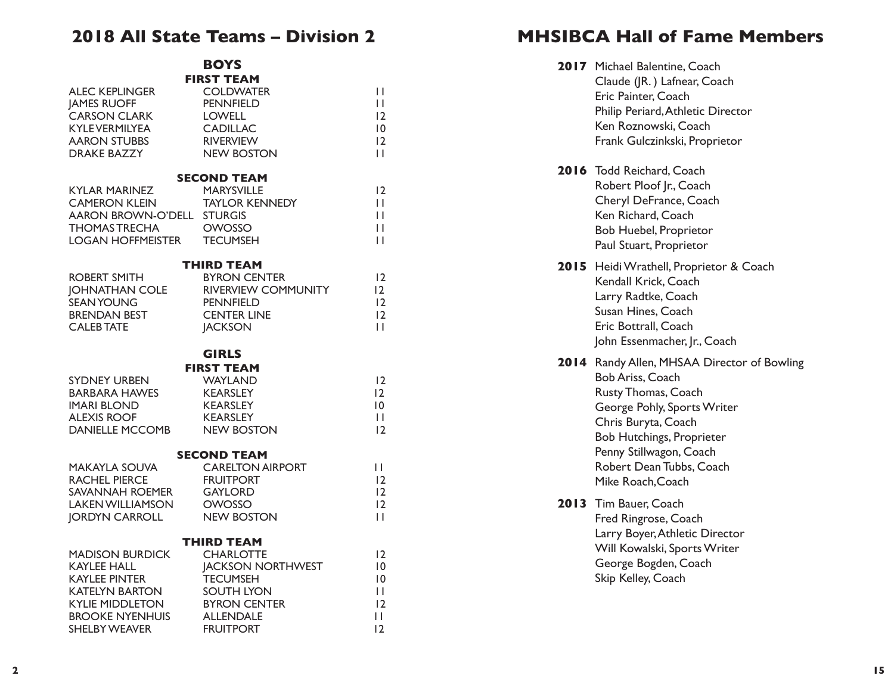# 2018 All State Teams – Division 2

## BOYS

### FIRST TEAM

| Name | School | Grade |
|---|---|---|
| ALEC KEPLINGER | COLDWATER | 11 |
| JAMES RUOFF | PENNFIELD | 11 |
| CARSON CLARK | LOWELL | 12 |
| KYLE VERMILYEA | CADILLAC | 10 |
| AARON STUBBS | RIVERVIEW | 12 |
| DRAKE BAZZY | NEW BOSTON | 11 |

### SECOND TEAM

| Name | School | Grade |
|---|---|---|
| KYLAR MARINEZ | MARYSVILLE | 12 |
| CAMERON KLEIN | TAYLOR KENNEDY | 11 |
| AARON BROWN-O'DELL | STURGIS | 11 |
| THOMAS TRECHA | OWOSSO | 11 |
| LOGAN HOFFMEISTER | TECUMSEH | 11 |

### THIRD TEAM

| Name | School | Grade |
|---|---|---|
| ROBERT SMITH | BYRON CENTER | 12 |
| JOHNATHAN COLE | RIVERVIEW COMMUNITY | 12 |
| SEAN YOUNG | PENNFIELD | 12 |
| BRENDAN BEST | CENTER LINE | 12 |
| CALEB TATE | JACKSON | 11 |

## GIRLS

### FIRST TEAM

| Name | School | Grade |
|---|---|---|
| SYDNEY URBEN | WAYLAND | 12 |
| BARBARA HAWES | KEARSLEY | 12 |
| IMARI BLOND | KEARSLEY | 10 |
| ALEXIS ROOF | KEARSLEY | 11 |
| DANIELLE MCCOMB | NEW BOSTON | 12 |

### SECOND TEAM

| Name | School | Grade |
|---|---|---|
| MAKAYLA SOUVA | CARELTON AIRPORT | 11 |
| RACHEL PIERCE | FRUITPORT | 12 |
| SAVANNAH ROEMER | GAYLORD | 12 |
| LAKEN WILLIAMSON | OWOSSO | 12 |
| JORDYN CARROLL | NEW BOSTON | 11 |

### THIRD TEAM

| Name | School | Grade |
|---|---|---|
| MADISON BURDICK | CHARLOTTE | 12 |
| KAYLEE HALL | JACKSON NORTHWEST | 10 |
| KAYLEE PINTER | TECUMSEH | 10 |
| KATELYN BARTON | SOUTH LYON | 11 |
| KYLIE MIDDLETON | BYRON CENTER | 12 |
| BROOKE NYENHUIS | ALLENDALE | 11 |
| SHELBY WEAVER | FRUITPORT | 12 |

# MHSIBCA Hall of Fame Members

**2017**
- Michael Balentine, Coach
- Claude (JR. ) Lafnear, Coach
- Eric Painter, Coach
- Philip Periard, Athletic Director
- Ken Roznowski, Coach
- Frank Gulczinkski, Proprietor

**2016**
- Todd Reichard, Coach
- Robert Ploof Jr., Coach
- Cheryl DeFrance, Coach
- Ken Richard, Coach
- Bob Huebel, Proprietor
- Paul Stuart, Proprietor

**2015**
- Heidi Wrathell, Proprietor & Coach
- Kendall Krick, Coach
- Larry Radtke, Coach
- Susan Hines, Coach
- Eric Bottrall, Coach
- John Essenmacher, Jr., Coach

**2014**
- Randy Allen, MHSAA Director of Bowling
- Bob Ariss, Coach
- Rusty Thomas, Coach
- George Pohly, Sports Writer
- Chris Buryta, Coach
- Bob Hutchings, Proprieter
- Penny Stillwagon, Coach
- Robert Dean Tubbs, Coach
- Mike Roach, Coach

**2013**
- Tim Bauer, Coach
- Fred Ringrose, Coach
- Larry Boyer, Athletic Director
- Will Kowalski, Sports Writer
- George Bogden, Coach
- Skip Kelley, Coach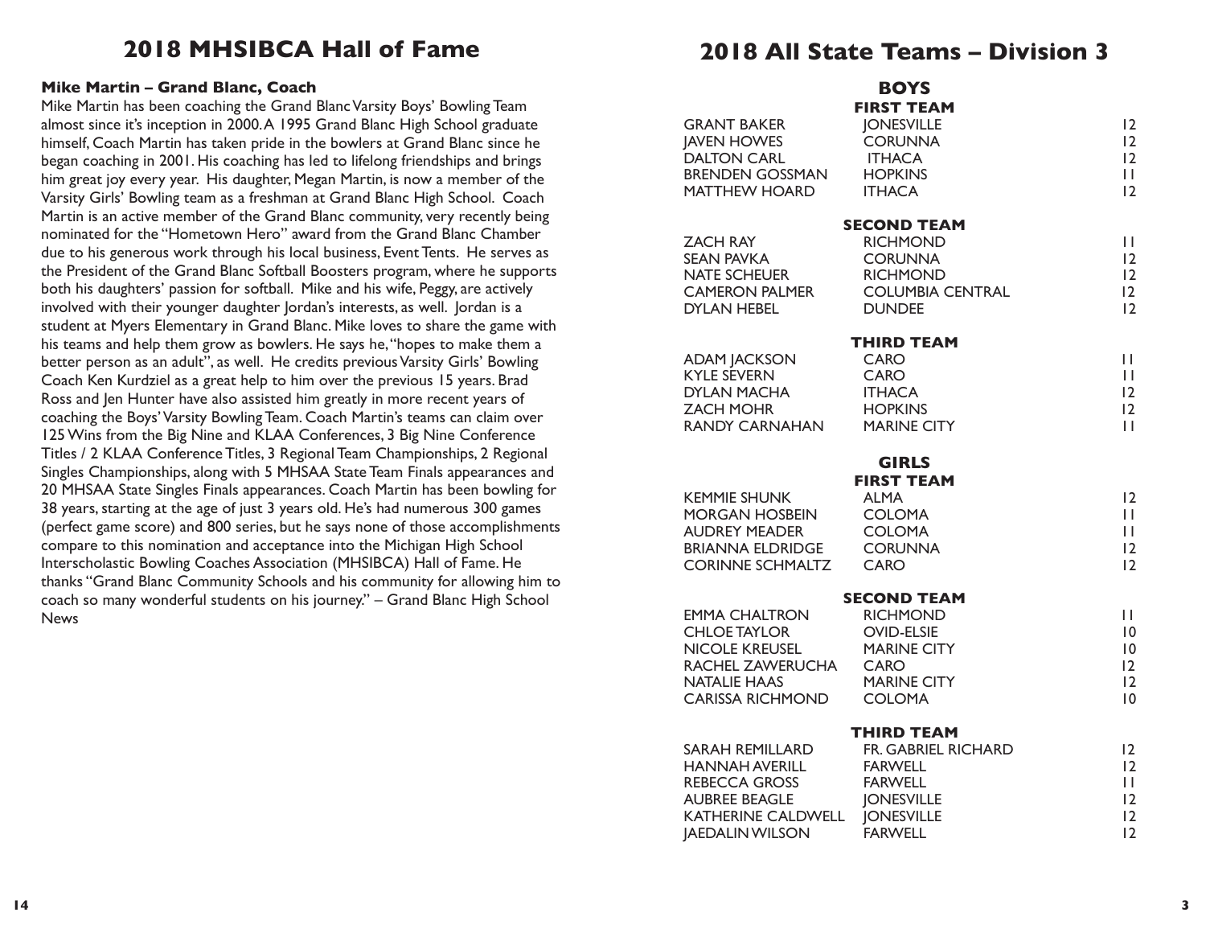## 2018 MHSIBCA Hall of Fame

**Mike Martin – Grand Blanc, Coach**

Mike Martin has been coaching the Grand Blanc Varsity Boys' Bowling Team almost since it's inception in 2000. A 1995 Grand Blanc High School graduate himself, Coach Martin has taken pride in the bowlers at Grand Blanc since he began coaching in 2001. His coaching has led to lifelong friendships and brings him great joy every year. His daughter, Megan Martin, is now a member of the Varsity Girls' Bowling team as a freshman at Grand Blanc High School. Coach Martin is an active member of the Grand Blanc community, very recently being nominated for the "Hometown Hero" award from the Grand Blanc Chamber due to his generous work through his local business, Event Tents. He serves as the President of the Grand Blanc Softball Boosters program, where he supports both his daughters' passion for softball. Mike and his wife, Peggy, are actively involved with their younger daughter Jordan's interests, as well. Jordan is a student at Myers Elementary in Grand Blanc. Mike loves to share the game with his teams and help them grow as bowlers. He says he, "hopes to make them a better person as an adult", as well. He credits previous Varsity Girls' Bowling Coach Ken Kurdziel as a great help to him over the previous 15 years. Brad Ross and Jen Hunter have also assisted him greatly in more recent years of coaching the Boys' Varsity Bowling Team. Coach Martin's teams can claim over 125 Wins from the Big Nine and KLAA Conferences, 3 Big Nine Conference Titles / 2 KLAA Conference Titles, 3 Regional Team Championships, 2 Regional Singles Championships, along with 5 MHSAA State Team Finals appearances and 20 MHSAA State Singles Finals appearances. Coach Martin has been bowling for 38 years, starting at the age of just 3 years old. He's had numerous 300 games (perfect game score) and 800 series, but he says none of those accomplishments compare to this nomination and acceptance into the Michigan High School Interscholastic Bowling Coaches Association (MHSIBCA) Hall of Fame. He thanks "Grand Blanc Community Schools and his community for allowing him to coach so many wonderful students on his journey." – Grand Blanc High School News

## 2018 All State Teams – Division 3

### BOYS

**FIRST TEAM**

| Name | School | Grade |
|---|---|---|
| GRANT BAKER | JONESVILLE | 12 |
| JAVEN HOWES | CORUNNA | 12 |
| DALTON CARL | ITHACA | 12 |
| BRENDEN GOSSMAN | HOPKINS | 11 |
| MATTHEW HOARD | ITHACA | 12 |

**SECOND TEAM**

| Name | School | Grade |
|---|---|---|
| ZACH RAY | RICHMOND | 11 |
| SEAN PAVKA | CORUNNA | 12 |
| NATE SCHEUER | RICHMOND | 12 |
| CAMERON PALMER | COLUMBIA CENTRAL | 12 |
| DYLAN HEBEL | DUNDEE | 12 |

**THIRD TEAM**

| Name | School | Grade |
|---|---|---|
| ADAM JACKSON | CARO | 11 |
| KYLE SEVERN | CARO | 11 |
| DYLAN MACHA | ITHACA | 12 |
| ZACH MOHR | HOPKINS | 12 |
| RANDY CARNAHAN | MARINE CITY | 11 |

### GIRLS

**FIRST TEAM**

| Name | School | Grade |
|---|---|---|
| KEMMIE SHUNK | ALMA | 12 |
| MORGAN HOSBEIN | COLOMA | 11 |
| AUDREY MEADER | COLOMA | 11 |
| BRIANNA ELDRIDGE | CORUNNA | 12 |
| CORINNE SCHMALTZ | CARO | 12 |

**SECOND TEAM**

| Name | School | Grade |
|---|---|---|
| EMMA CHALTRON | RICHMOND | 11 |
| CHLOE TAYLOR | OVID-ELSIE | 10 |
| NICOLE KREUSEL | MARINE CITY | 10 |
| RACHEL ZAWERUCHA | CARO | 12 |
| NATALIE HAAS | MARINE CITY | 12 |
| CARISSA RICHMOND | COLOMA | 10 |

**THIRD TEAM**

| Name | School | Grade |
|---|---|---|
| SARAH REMILLARD | FR. GABRIEL RICHARD | 12 |
| HANNAH AVERILL | FARWELL | 12 |
| REBECCA GROSS | FARWELL | 11 |
| AUBREE BEAGLE | JONESVILLE | 12 |
| KATHERINE CALDWELL | JONESVILLE | 12 |
| JAEDALIN WILSON | FARWELL | 12 |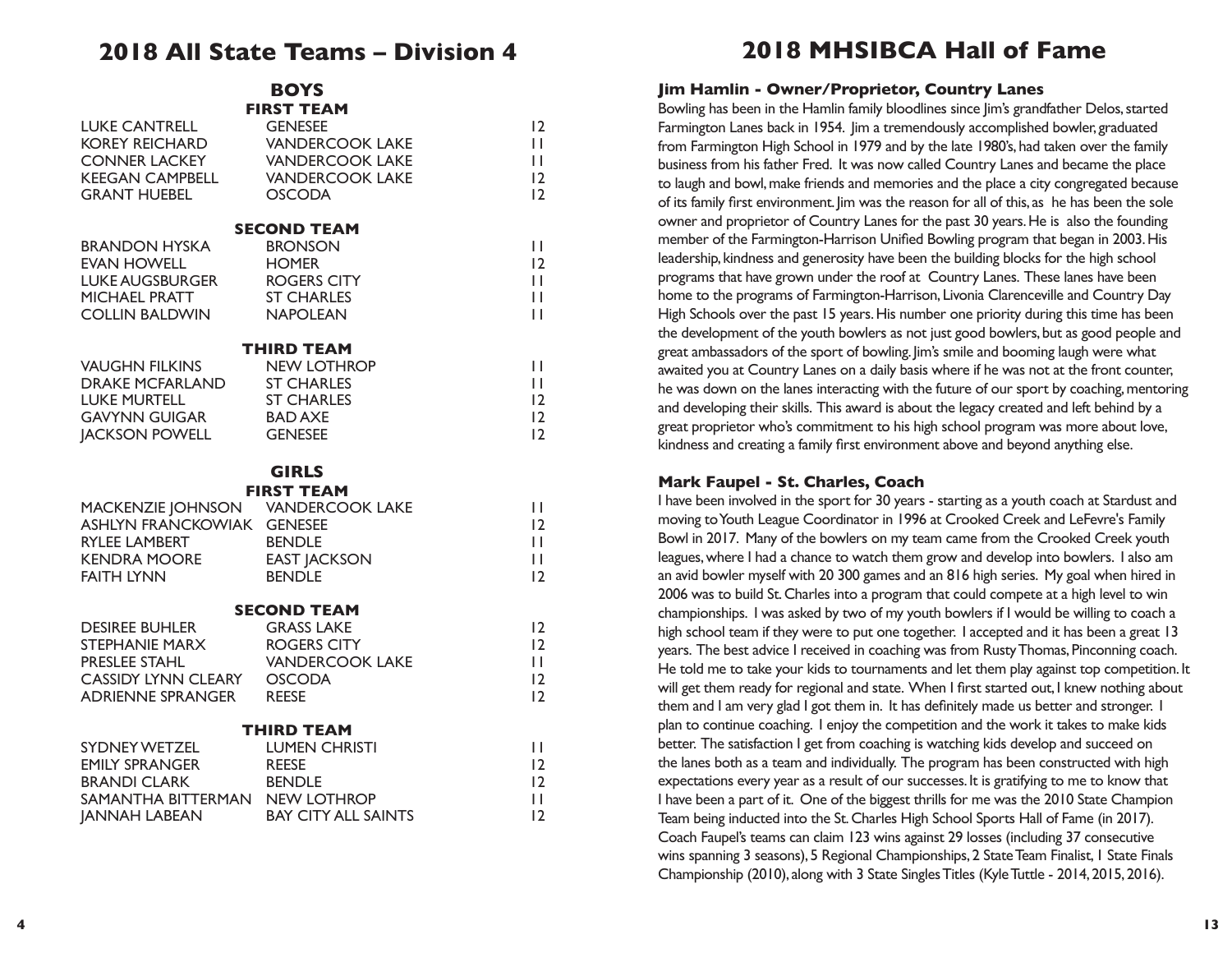# 2018 All State Teams – Division 4

## BOYS

### FIRST TEAM

| Name | School | Grade |
|---|---|---|
| LUKE CANTRELL | GENESEE | 12 |
| KOREY REICHARD | VANDERCOOK LAKE | 11 |
| CONNER LACKEY | VANDERCOOK LAKE | 11 |
| KEEGAN CAMPBELL | VANDERCOOK LAKE | 12 |
| GRANT HUEBEL | OSCODA | 12 |

### SECOND TEAM

| Name | School | Grade |
|---|---|---|
| BRANDON HYSKA | BRONSON | 11 |
| EVAN HOWELL | HOMER | 12 |
| LUKE AUGSBURGER | ROGERS CITY | 11 |
| MICHAEL PRATT | ST CHARLES | 11 |
| COLLIN BALDWIN | NAPOLEAN | 11 |

### THIRD TEAM

| Name | School | Grade |
|---|---|---|
| VAUGHN FILKINS | NEW LOTHROP | 11 |
| DRAKE MCFARLAND | ST CHARLES | 11 |
| LUKE MURTELL | ST CHARLES | 12 |
| GAVYNN GUIGAR | BAD AXE | 12 |
| JACKSON POWELL | GENESEE | 12 |

## GIRLS

### FIRST TEAM

| Name | School | Grade |
|---|---|---|
| MACKENZIE JOHNSON | VANDERCOOK LAKE | 11 |
| ASHLYN FRANCKOWIAK | GENESEE | 12 |
| RYLEE LAMBERT | BENDLE | 11 |
| KENDRA MOORE | EAST JACKSON | 11 |
| FAITH LYNN | BENDLE | 12 |

### SECOND TEAM

| Name | School | Grade |
|---|---|---|
| DESIREE BUHLER | GRASS LAKE | 12 |
| STEPHANIE MARX | ROGERS CITY | 12 |
| PRESLEE STAHL | VANDERCOOK LAKE | 11 |
| CASSIDY LYNN CLEARY | OSCODA | 12 |
| ADRIENNE SPRANGER | REESE | 12 |

### THIRD TEAM

| Name | School | Grade |
|---|---|---|
| SYDNEY WETZEL | LUMEN CHRISTI | 11 |
| EMILY SPRANGER | REESE | 12 |
| BRANDI CLARK | BENDLE | 12 |
| SAMANTHA BITTERMAN | NEW LOTHROP | 11 |
| JANNAH LABEAN | BAY CITY ALL SAINTS | 12 |

# 2018 MHSIBCA Hall of Fame

### Jim Hamlin - Owner/Proprietor, Country Lanes

Bowling has been in the Hamlin family bloodlines since Jim's grandfather Delos, started Farmington Lanes back in 1954. Jim a tremendously accomplished bowler, graduated from Farmington High School in 1979 and by the late 1980's, had taken over the family business from his father Fred. It was now called Country Lanes and became the place to laugh and bowl, make friends and memories and the place a city congregated because of its family first environment. Jim was the reason for all of this, as he has been the sole owner and proprietor of Country Lanes for the past 30 years. He is also the founding member of the Farmington-Harrison Unified Bowling program that began in 2003. His leadership, kindness and generosity have been the building blocks for the high school programs that have grown under the roof at Country Lanes. These lanes have been home to the programs of Farmington-Harrison, Livonia Clarenceville and Country Day High Schools over the past 15 years. His number one priority during this time has been the development of the youth bowlers as not just good bowlers, but as good people and great ambassadors of the sport of bowling. Jim's smile and booming laugh were what awaited you at Country Lanes on a daily basis where if he was not at the front counter, he was down on the lanes interacting with the future of our sport by coaching, mentoring and developing their skills. This award is about the legacy created and left behind by a great proprietor who's commitment to his high school program was more about love, kindness and creating a family first environment above and beyond anything else.

### Mark Faupel - St. Charles, Coach

I have been involved in the sport for 30 years - starting as a youth coach at Stardust and moving to Youth League Coordinator in 1996 at Crooked Creek and LeFevre's Family Bowl in 2017. Many of the bowlers on my team came from the Crooked Creek youth leagues, where I had a chance to watch them grow and develop into bowlers. I also am an avid bowler myself with 20 300 games and an 816 high series. My goal when hired in 2006 was to build St. Charles into a program that could compete at a high level to win championships. I was asked by two of my youth bowlers if I would be willing to coach a high school team if they were to put one together. I accepted and it has been a great 13 years. The best advice I received in coaching was from Rusty Thomas, Pinconning coach. He told me to take your kids to tournaments and let them play against top competition. It will get them ready for regional and state. When I first started out, I knew nothing about them and I am very glad I got them in. It has definitely made us better and stronger. I plan to continue coaching. I enjoy the competition and the work it takes to make kids better. The satisfaction I get from coaching is watching kids develop and succeed on the lanes both as a team and individually. The program has been constructed with high expectations every year as a result of our successes. It is gratifying to me to know that I have been a part of it. One of the biggest thrills for me was the 2010 State Champion Team being inducted into the St. Charles High School Sports Hall of Fame (in 2017). Coach Faupel's teams can claim 123 wins against 29 losses (including 37 consecutive wins spanning 3 seasons), 5 Regional Championships, 2 State Team Finalist, 1 State Finals Championship (2010), along with 3 State Singles Titles (Kyle Tuttle - 2014, 2015, 2016).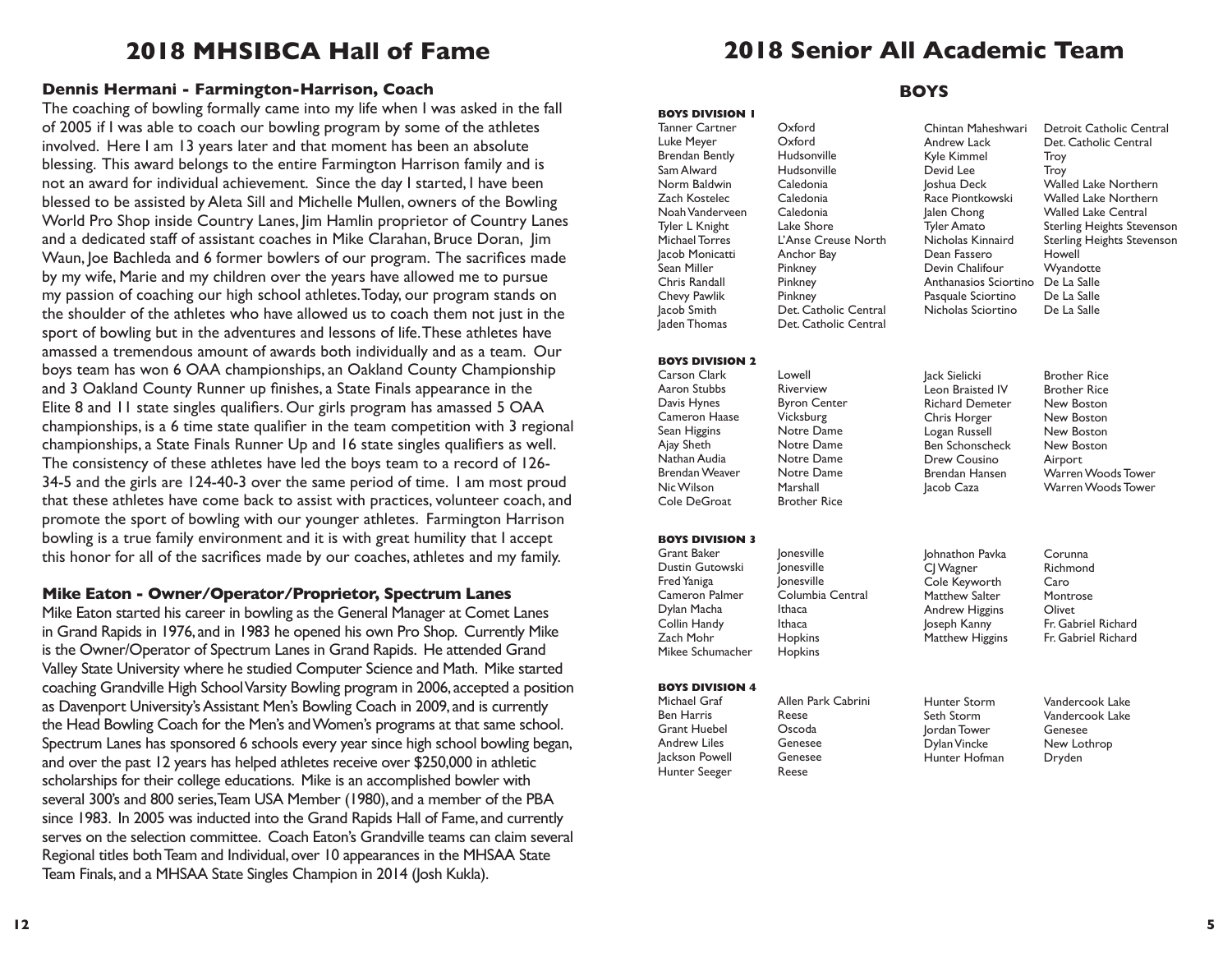# 2018 MHSIBCA Hall of Fame

### Dennis Hermani - Farmington-Harrison, Coach

The coaching of bowling formally came into my life when I was asked in the fall of 2005 if I was able to coach our bowling program by some of the athletes involved. Here I am 13 years later and that moment has been an absolute blessing. This award belongs to the entire Farmington Harrison family and is not an award for individual achievement. Since the day I started, I have been blessed to be assisted by Aleta Sill and Michelle Mullen, owners of the Bowling World Pro Shop inside Country Lanes, Jim Hamlin proprietor of Country Lanes and a dedicated staff of assistant coaches in Mike Clarahan, Bruce Doran, Jim Waun, Joe Bachleda and 6 former bowlers of our program. The sacrifices made by my wife, Marie and my children over the years have allowed me to pursue my passion of coaching our high school athletes. Today, our program stands on the shoulder of the athletes who have allowed us to coach them not just in the sport of bowling but in the adventures and lessons of life. These athletes have amassed a tremendous amount of awards both individually and as a team. Our boys team has won 6 OAA championships, an Oakland County Championship and 3 Oakland County Runner up finishes, a State Finals appearance in the Elite 8 and 11 state singles qualifiers. Our girls program has amassed 5 OAA championships, is a 6 time state qualifier in the team competition with 3 regional championships, a State Finals Runner Up and 16 state singles qualifiers as well. The consistency of these athletes have led the boys team to a record of 126-34-5 and the girls are 124-40-3 over the same period of time. I am most proud that these athletes have come back to assist with practices, volunteer coach, and promote the sport of bowling with our younger athletes. Farmington Harrison bowling is a true family environment and it is with great humility that I accept this honor for all of the sacrifices made by our coaches, athletes and my family.

### Mike Eaton - Owner/Operator/Proprietor, Spectrum Lanes

Mike Eaton started his career in bowling as the General Manager at Comet Lanes in Grand Rapids in 1976, and in 1983 he opened his own Pro Shop. Currently Mike is the Owner/Operator of Spectrum Lanes in Grand Rapids. He attended Grand Valley State University where he studied Computer Science and Math. Mike started coaching Grandville High School Varsity Bowling program in 2006, accepted a position as Davenport University's Assistant Men's Bowling Coach in 2009, and is currently the Head Bowling Coach for the Men's and Women's programs at that same school. Spectrum Lanes has sponsored 6 schools every year since high school bowling began, and over the past 12 years has helped athletes receive over $250,000 in athletic scholarships for their college educations. Mike is an accomplished bowler with several 300's and 800 series, Team USA Member (1980), and a member of the PBA since 1983. In 2005 was inducted into the Grand Rapids Hall of Fame, and currently serves on the selection committee. Coach Eaton's Grandville teams can claim several Regional titles both Team and Individual, over 10 appearances in the MHSAA State Team Finals, and a MHSAA State Singles Champion in 2014 (Josh Kukla).

# 2018 Senior All Academic Team

## BOYS

### BOYS DIVISION 1

| Name | School |
|---|---|
| Tanner Cartner | Oxford |
| Luke Meyer | Oxford |
| Brendan Bently | Hudsonville |
| Sam Alward | Hudsonville |
| Norm Baldwin | Caledonia |
| Zach Kostelec | Caledonia |
| Noah Vanderveen | Caledonia |
| Tyler L Knight | Lake Shore |
| Michael Torres | L'Anse Creuse North |
| Jacob Monicatti | Anchor Bay |
| Sean Miller | Pinkney |
| Chris Randall | Pinkney |
| Chevy Pawlik | Pinkney |
| Jacob Smith | Det. Catholic Central |
| Jaden Thomas | Det. Catholic Central |
| Chintan Maheshwari | Detroit Catholic Central |
| Andrew Lack | Det. Catholic Central |
| Kyle Kimmel | Troy |
| Devid Lee | Troy |
| Joshua Deck | Walled Lake Northern |
| Race Piontkowski | Walled Lake Northern |
| Jalen Chong | Walled Lake Central |
| Tyler Amato | Sterling Heights Stevenson |
| Nicholas Kinnaird | Sterling Heights Stevenson |
| Dean Fassero | Howell |
| Devin Chalifour | Wyandotte |
| Anthanasios Sciortino | De La Salle |
| Pasquale Sciortino | De La Salle |
| Nicholas Sciortino | De La Salle |

### BOYS DIVISION 2

| Name | School |
|---|---|
| Carson Clark | Lowell |
| Aaron Stubbs | Riverview |
| Davis Hynes | Byron Center |
| Cameron Haase | Vicksburg |
| Sean Higgins | Notre Dame |
| Ajay Sheth | Notre Dame |
| Nathan Audia | Notre Dame |
| Brendan Weaver | Notre Dame |
| Nic Wilson | Marshall |
| Cole DeGroat | Brother Rice |
| Jack Sielicki | Brother Rice |
| Leon Braisted IV | Brother Rice |
| Richard Demeter | New Boston |
| Chris Horger | New Boston |
| Logan Russell | New Boston |
| Ben Schonscheck | New Boston |
| Drew Cousino | Airport |
| Brendan Hansen | Warren Woods Tower |
| Jacob Caza | Warren Woods Tower |

### BOYS DIVISION 3

| Name | School |
|---|---|
| Grant Baker | Jonesville |
| Dustin Gutowski | Jonesville |
| Fred Yaniga | Jonesville |
| Cameron Palmer | Columbia Central |
| Dylan Macha | Ithaca |
| Collin Handy | Ithaca |
| Zach Mohr | Hopkins |
| Mikee Schumacher | Hopkins |
| Johnathon Pavka | Corunna |
| CJ Wagner | Richmond |
| Cole Keyworth | Caro |
| Matthew Salter | Montrose |
| Andrew Higgins | Olivet |
| Joseph Kanny | Fr. Gabriel Richard |
| Matthew Higgins | Fr. Gabriel Richard |

### BOYS DIVISION 4

| Name | School |
|---|---|
| Michael Graf | Allen Park Cabrini |
| Ben Harris | Reese |
| Grant Huebel | Oscoda |
| Andrew Liles | Genesee |
| Jackson Powell | Genesee |
| Hunter Seeger | Reese |
| Hunter Storm | Vandercook Lake |
| Seth Storm | Vandercook Lake |
| Jordan Tower | Genesee |
| Dylan Vincke | New Lothrop |
| Hunter Hofman | Dryden |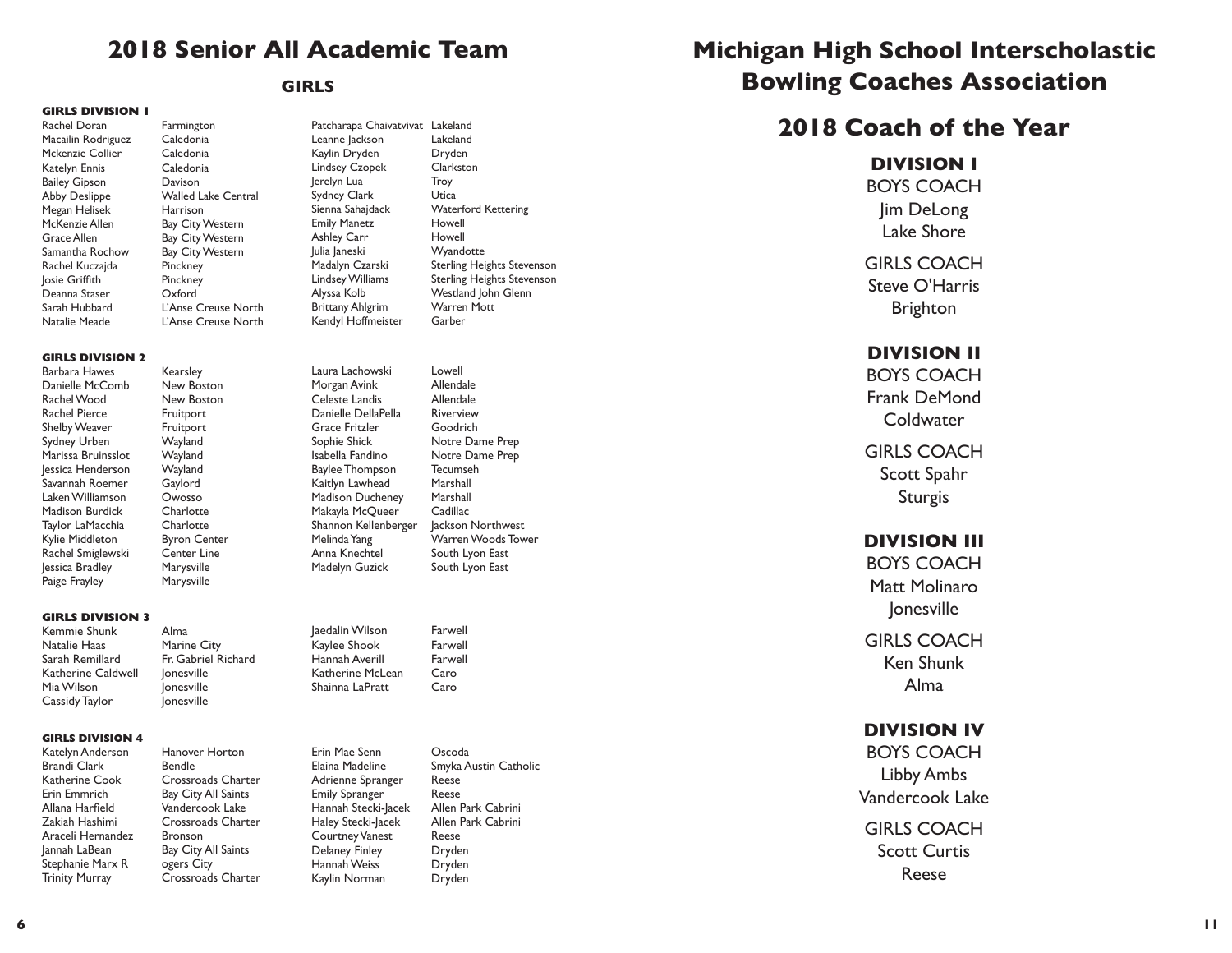# 2018 Senior All Academic Team

## GIRLS

### GIRLS DIVISION 1

| Name | School | Name | School |
|---|---|---|---|
| Rachel Doran | Farmington | Patcharapa Chaivatvivat | Lakeland |
| Macailin Rodriguez | Caledonia | Leanne Jackson | Lakeland |
| Mckenzie Collier | Caledonia | Kaylin Dryden | Dryden |
| Katelyn Ennis | Caledonia | Lindsey Czopek | Clarkston |
| Bailey Gipson | Davison | Jerelyn Lua | Troy |
| Abby Deslippe | Walled Lake Central | Sydney Clark | Utica |
| Megan Helisek | Harrison | Sienna Sahajdack | Waterford Kettering |
| McKenzie Allen | Bay City Western | Emily Manetz | Howell |
| Grace Allen | Bay City Western | Ashley Carr | Howell |
| Samantha Rochow | Bay City Western | Julia Janeski | Wyandotte |
| Rachel Kuczajda | Pinckney | Madalyn Czarski | Sterling Heights Stevenson |
| Josie Griffith | Pinckney | Lindsey Williams | Sterling Heights Stevenson |
| Deanna Staser | Oxford | Alyssa Kolb | Westland John Glenn |
| Sarah Hubbard | L'Anse Creuse North | Brittany Ahlgrim | Warren Mott |
| Natalie Meade | L'Anse Creuse North | Kendyl Hoffmeister | Garber |

### GIRLS DIVISION 2

| Name | School | Name | School |
|---|---|---|---|
| Barbara Hawes | Kearsley | Laura Lachowski | Lowell |
| Danielle McComb | New Boston | Morgan Avink | Allendale |
| Rachel Wood | New Boston | Celeste Landis | Allendale |
| Rachel Pierce | Fruitport | Danielle DellaPella | Riverview |
| Shelby Weaver | Fruitport | Grace Fritzler | Goodrich |
| Sydney Urben | Wayland | Sophie Shick | Notre Dame Prep |
| Marissa Bruinsslot | Wayland | Isabella Fandino | Notre Dame Prep |
| Jessica Henderson | Wayland | Baylee Thompson | Tecumseh |
| Savannah Roemer | Gaylord | Kaitlyn Lawhead | Marshall |
| Laken Williamson | Owosso | Madison Ducheney | Marshall |
| Madison Burdick | Charlotte | Makayla McQueer | Cadillac |
| Taylor LaMacchia | Charlotte | Shannon Kellenberger | Jackson Northwest |
| Kylie Middleton | Byron Center | Melinda Yang | Warren Woods Tower |
| Rachel Smiglewski | Center Line | Anna Knechtel | South Lyon East |
| Jessica Bradley | Marysville | Madelyn Guzick | South Lyon East |
| Paige Frayley | Marysville | | |

### GIRLS DIVISION 3

| Name | School | Name | School |
|---|---|---|---|
| Kemmie Shunk | Alma | Jaedalin Wilson | Farwell |
| Natalie Haas | Marine City | Kaylee Shook | Farwell |
| Sarah Remillard | Fr. Gabriel Richard | Hannah Averill | Farwell |
| Katherine Caldwell | Jonesville | Katherine McLean | Caro |
| Mia Wilson | Jonesville | Shainna LaPratt | Caro |
| Cassidy Taylor | Jonesville | | |

### GIRLS DIVISION 4

| Name | School | Name | School |
|---|---|---|---|
| Katelyn Anderson | Hanover Horton | Erin Mae Senn | Oscoda |
| Brandi Clark | Bendle | Elaina Madeline | Smyka Austin Catholic |
| Katherine Cook | Crossroads Charter | Adrienne Spranger | Reese |
| Erin Emmrich | Bay City All Saints | Emily Spranger | Reese |
| Allana Harfield | Vandercook Lake | Hannah Stecki-Jacek | Allen Park Cabrini |
| Zakiah Hashimi | Crossroads Charter | Haley Stecki-Jacek | Allen Park Cabrini |
| Araceli Hernandez | Bronson | Courtney Vanest | Reese |
| Jannah LaBean | Bay City All Saints | Delaney Finley | Dryden |
| Stephanie Marx R | ogers City | Hannah Weiss | Dryden |
| Trinity Murray | Crossroads Charter | Kaylin Norman | Dryden |

# Michigan High School Interscholastic Bowling Coaches Association

## 2018 Coach of the Year

### DIVISION I

BOYS COACH
Jim DeLong
Lake Shore

GIRLS COACH
Steve O'Harris
Brighton

### DIVISION II

BOYS COACH
Frank DeMond
Coldwater

GIRLS COACH
Scott Spahr
Sturgis

### DIVISION III

BOYS COACH
Matt Molinaro
Jonesville

GIRLS COACH
Ken Shunk
Alma

### DIVISION IV

BOYS COACH
Libby Ambs
Vandercook Lake

GIRLS COACH
Scott Curtis
Reese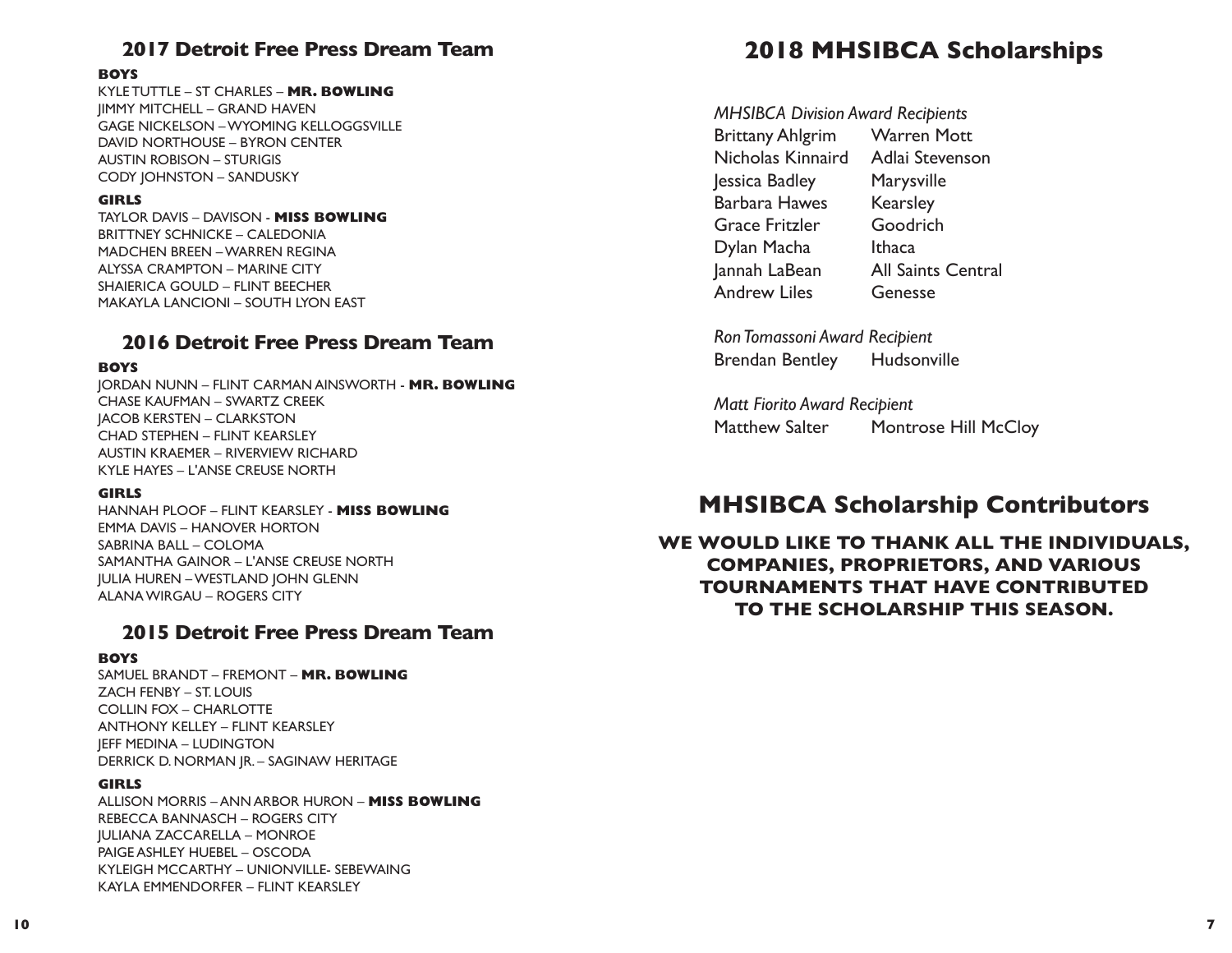## 2017 Detroit Free Press Dream Team

**BOYS**

KYLE TUTTLE – ST CHARLES – **MR. BOWLING**
JIMMY MITCHELL – GRAND HAVEN
GAGE NICKELSON – WYOMING KELLOGGSVILLE
DAVID NORTHOUSE – BYRON CENTER
AUSTIN ROBISON – STURIGIS
CODY JOHNSTON – SANDUSKY

**GIRLS**

TAYLOR DAVIS – DAVISON - **MISS BOWLING**
BRITTNEY SCHNICKE – CALEDONIA
MADCHEN BREEN – WARREN REGINA
ALYSSA CRAMPTON – MARINE CITY
SHAIERICA GOULD – FLINT BEECHER
MAKAYLA LANCIONI – SOUTH LYON EAST

## 2016 Detroit Free Press Dream Team

**BOYS**

JORDAN NUNN – FLINT CARMAN AINSWORTH - **MR. BOWLING**
CHASE KAUFMAN – SWARTZ CREEK
JACOB KERSTEN – CLARKSTON
CHAD STEPHEN – FLINT KEARSLEY
AUSTIN KRAEMER – RIVERVIEW RICHARD
KYLE HAYES – L'ANSE CREUSE NORTH

**GIRLS**

HANNAH PLOOF – FLINT KEARSLEY - **MISS BOWLING**
EMMA DAVIS – HANOVER HORTON
SABRINA BALL – COLOMA
SAMANTHA GAINOR – L'ANSE CREUSE NORTH
JULIA HUREN – WESTLAND JOHN GLENN
ALANA WIRGAU – ROGERS CITY

## 2015 Detroit Free Press Dream Team

**BOYS**

SAMUEL BRANDT – FREMONT – **MR. BOWLING**
ZACH FENBY – ST. LOUIS
COLLIN FOX – CHARLOTTE
ANTHONY KELLEY – FLINT KEARSLEY
JEFF MEDINA – LUDINGTON
DERRICK D. NORMAN JR. – SAGINAW HERITAGE

**GIRLS**

ALLISON MORRIS – ANN ARBOR HURON – **MISS BOWLING**
REBECCA BANNASCH – ROGERS CITY
JULIANA ZACCARELLA – MONROE
PAIGE ASHLEY HUEBEL – OSCODA
KYLEIGH MCCARTHY – UNIONVILLE- SEBEWAING
KAYLA EMMENDORFER – FLINT KEARSLEY

# 2018 MHSIBCA Scholarships

*MHSIBCA Division Award Recipients*

| | |
|---|---|
| Brittany Ahlgrim | Warren Mott |
| Nicholas Kinnaird | Adlai Stevenson |
| Jessica Badley | Marysville |
| Barbara Hawes | Kearsley |
| Grace Fritzler | Goodrich |
| Dylan Macha | Ithaca |
| Jannah LaBean | All Saints Central |
| Andrew Liles | Genesse |

*Ron Tomassoni Award Recipient*

Brendan Bentley — Hudsonville

*Matt Fiorito Award Recipient*

Matthew Salter — Montrose Hill McCloy

# MHSIBCA Scholarship Contributors

**WE WOULD LIKE TO THANK ALL THE INDIVIDUALS, COMPANIES, PROPRIETORS, AND VARIOUS TOURNAMENTS THAT HAVE CONTRIBUTED TO THE SCHOLARSHIP THIS SEASON.**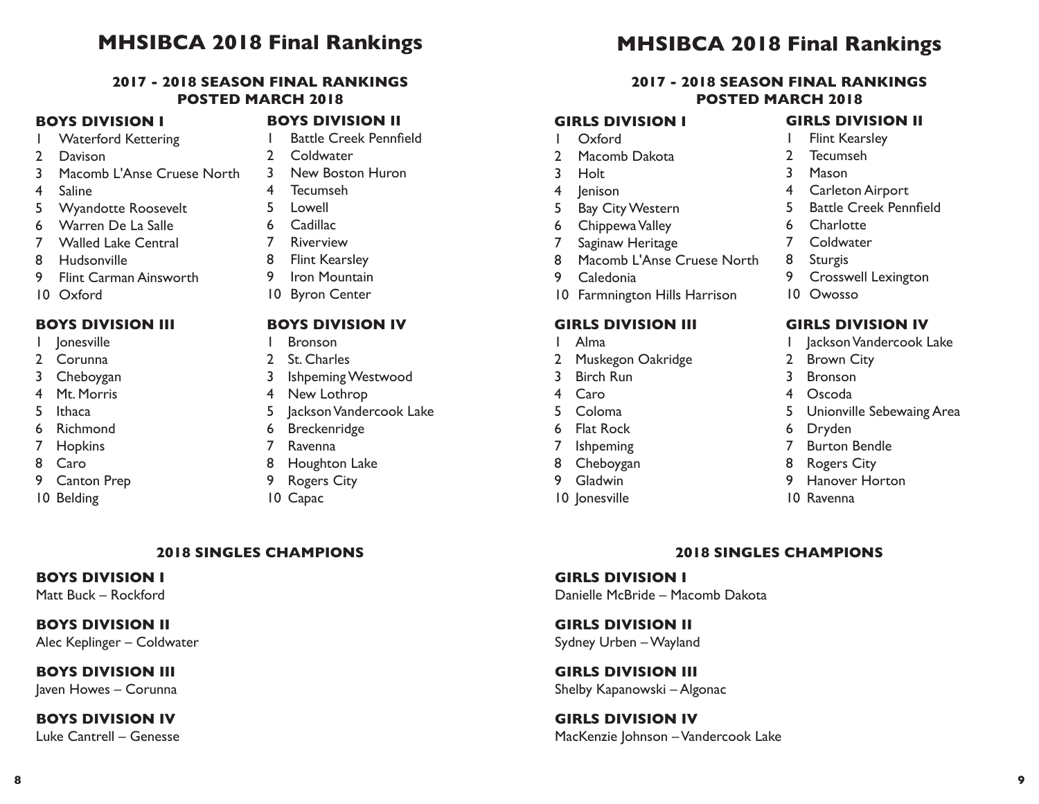# MHSIBCA 2018 Final Rankings

### 2017 - 2018 SEASON FINAL RANKINGS
### POSTED MARCH 2018

**BOYS DIVISION I**

1 Waterford Kettering
2 Davison
3 Macomb L'Anse Cruese North
4 Saline
5 Wyandotte Roosevelt
6 Warren De La Salle
7 Walled Lake Central
8 Hudsonville
9 Flint Carman Ainsworth
10 Oxford

**BOYS DIVISION II**

1 Battle Creek Pennfield
2 Coldwater
3 New Boston Huron
4 Tecumseh
5 Lowell
6 Cadillac
7 Riverview
8 Flint Kearsley
9 Iron Mountain
10 Byron Center

**BOYS DIVISION III**

1 Jonesville
2 Corunna
3 Cheboygan
4 Mt. Morris
5 Ithaca
6 Richmond
7 Hopkins
8 Caro
9 Canton Prep
10 Belding

**BOYS DIVISION IV**

1 Bronson
2 St. Charles
3 Ishpeming Westwood
4 New Lothrop
5 Jackson Vandercook Lake
6 Breckenridge
7 Ravenna
8 Houghton Lake
9 Rogers City
10 Capac

### 2018 SINGLES CHAMPIONS

**BOYS DIVISION I**
Matt Buck – Rockford

**BOYS DIVISION II**
Alec Keplinger – Coldwater

**BOYS DIVISION III**
Javen Howes – Corunna

**BOYS DIVISION IV**
Luke Cantrell – Genesse

# MHSIBCA 2018 Final Rankings

### 2017 - 2018 SEASON FINAL RANKINGS
### POSTED MARCH 2018

**GIRLS DIVISION I**

1 Oxford
2 Macomb Dakota
3 Holt
4 Jenison
5 Bay City Western
6 Chippewa Valley
7 Saginaw Heritage
8 Macomb L'Anse Cruese North
9 Caledonia
10 Farmnington Hills Harrison

**GIRLS DIVISION II**

1 Flint Kearsley
2 Tecumseh
3 Mason
4 Carleton Airport
5 Battle Creek Pennfield
6 Charlotte
7 Coldwater
8 Sturgis
9 Crosswell Lexington
10 Owosso

**GIRLS DIVISION III**

1 Alma
2 Muskegon Oakridge
3 Birch Run
4 Caro
5 Coloma
6 Flat Rock
7 Ishpeming
8 Cheboygan
9 Gladwin
10 Jonesville

**GIRLS DIVISION IV**

1 Jackson Vandercook Lake
2 Brown City
3 Bronson
4 Oscoda
5 Unionville Sebewaing Area
6 Dryden
7 Burton Bendle
8 Rogers City
9 Hanover Horton
10 Ravenna

### 2018 SINGLES CHAMPIONS

**GIRLS DIVISION I**
Danielle McBride – Macomb Dakota

**GIRLS DIVISION II**
Sydney Urben – Wayland

**GIRLS DIVISION III**
Shelby Kapanowski – Algonac

**GIRLS DIVISION IV**
MacKenzie Johnson – Vandercook Lake